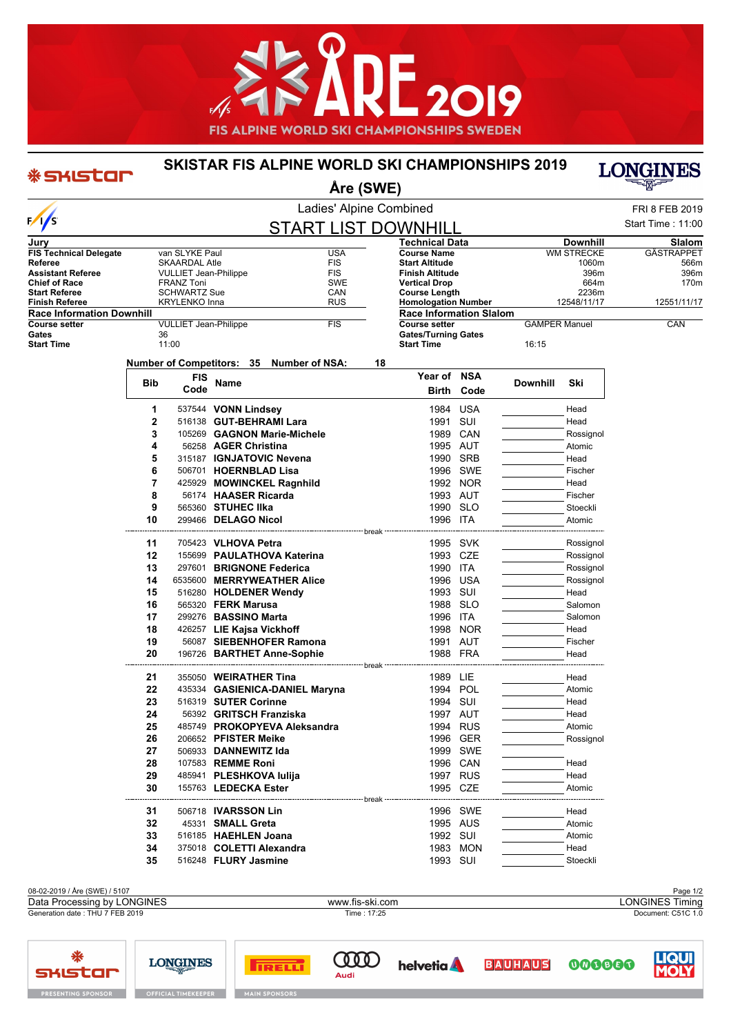# SKISTAR FIS ALPINE WORLD SKI CHAMPIONSHIPS 2019

## Åre (SWE)

### Ladies' Alpine Combined

FRI 8 FEB 2019

## START LIST DOWNHILL

Start Time : 11:00

| Jury | | |
|---|---|---|
| FIS Technical Delegate | van SLYKE Paul | USA |
| Referee | SKAARDAL Atle | FIS |
| Assistant Referee | VULLIET Jean-Philippe | FIS |
| Chief of Race | FRANZ Toni | SWE |
| Start Referee | SCHWARTZ Sue | CAN |
| Finish Referee | KRYLENKO Inna | RUS |
| **Race Information Downhill** | | |
| Course setter | VULLIET Jean-Philippe | FIS |
| Gates | 36 | |
| Start Time | 11:00 | |

| Technical Data | Downhill | Slalom |
|---|---|---|
| Course Name | WM STRECKE | GÄSTRAPPET |
| Start Altitude | 1060m | 566m |
| Finish Altitude | 396m | 396m |
| Vertical Drop | 664m | 170m |
| Course Length | 2236m | |
| Homologation Number | 12548/11/17 | 12551/11/17 |
| **Race Information Slalom** | | |
| Course setter | GAMPER Manuel | CAN |
| Gates/Turning Gates | | |
| Start Time | 16:15 | |

**Number of Competitors: 35 Number of NSA: 18**

| Bib | FIS Code | Name | Year of Birth | NSA Code | Downhill | Ski |
|---|---|---|---|---|---|---|
| 1 | 537544 | **VONN Lindsey** | 1984 | USA | | Head |
| 2 | 516138 | **GUT-BEHRAMI Lara** | 1991 | SUI | | Head |
| 3 | 105269 | **GAGNON Marie-Michele** | 1989 | CAN | | Rossignol |
| 4 | 56258 | **AGER Christina** | 1995 | AUT | | Atomic |
| 5 | 315187 | **IGNJATOVIC Nevena** | 1990 | SRB | | Head |
| 6 | 506701 | **HOERNBLAD Lisa** | 1996 | SWE | | Fischer |
| 7 | 425929 | **MOWINCKEL Ragnhild** | 1992 | NOR | | Head |
| 8 | 56174 | **HAASER Ricarda** | 1993 | AUT | | Fischer |
| 9 | 565360 | **STUHEC Ilka** | 1990 | SLO | | Stoeckli |
| 10 | 299466 | **DELAGO Nicol** | 1996 | ITA | | Atomic |
| | | break | | | | |
| 11 | 705423 | **VLHOVA Petra** | 1995 | SVK | | Rossignol |
| 12 | 155699 | **PAULATHOVA Katerina** | 1993 | CZE | | Rossignol |
| 13 | 297601 | **BRIGNONE Federica** | 1990 | ITA | | Rossignol |
| 14 | 6535600 | **MERRYWEATHER Alice** | 1996 | USA | | Rossignol |
| 15 | 516280 | **HOLDENER Wendy** | 1993 | SUI | | Head |
| 16 | 565320 | **FERK Marusa** | 1988 | SLO | | Salomon |
| 17 | 299276 | **BASSINO Marta** | 1996 | ITA | | Salomon |
| 18 | 426257 | **LIE Kajsa Vickhoff** | 1998 | NOR | | Head |
| 19 | 56087 | **SIEBENHOFER Ramona** | 1991 | AUT | | Fischer |
| 20 | 196726 | **BARTHET Anne-Sophie** | 1988 | FRA | | Head |
| | | break | | | | |
| 21 | 355050 | **WEIRATHER Tina** | 1989 | LIE | | Head |
| 22 | 435334 | **GASIENICA-DANIEL Maryna** | 1994 | POL | | Atomic |
| 23 | 516319 | **SUTER Corinne** | 1994 | SUI | | Head |
| 24 | 56392 | **GRITSCH Franziska** | 1997 | AUT | | Head |
| 25 | 485749 | **PROKOPYEVA Aleksandra** | 1994 | RUS | | Atomic |
| 26 | 206652 | **PFISTER Meike** | 1996 | GER | | Rossignol |
| 27 | 506933 | **DANNEWITZ Ida** | 1999 | SWE | | |
| 28 | 107583 | **REMME Roni** | 1996 | CAN | | Head |
| 29 | 485941 | **PLESHKOVA Iulija** | 1997 | RUS | | Head |
| 30 | 155763 | **LEDECKA Ester** | 1995 | CZE | | Atomic |
| | | break | | | | |
| 31 | 506718 | **IVARSSON Lin** | 1996 | SWE | | Head |
| 32 | 45331 | **SMALL Greta** | 1995 | AUS | | Atomic |
| 33 | 516185 | **HAEHLEN Joana** | 1992 | SUI | | Atomic |
| 34 | 375018 | **COLETTI Alexandra** | 1983 | MON | | Head |
| 35 | 516248 | **FLURY Jasmine** | 1993 | SUI | | Stoeckli |

08-02-2019 / Åre (SWE) / 5107

Data Processing by LONGINES — www.fis-ski.com — LONGINES Timing

Generation date : THU 7 FEB 2019 — Time : 17:25 — Document: C51C 1.0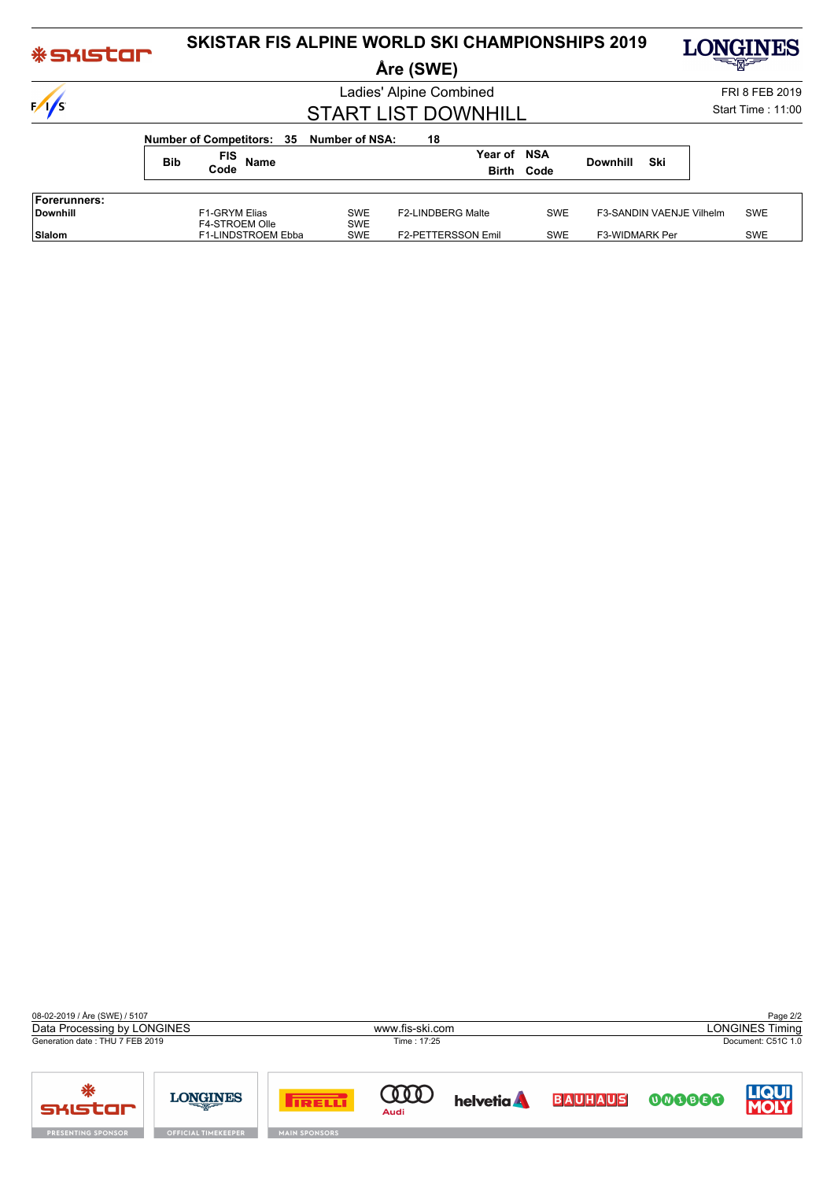# SKISTAR FIS ALPINE WORLD SKI CHAMPIONSHIPS 2019

## Åre (SWE)

Ladies' Alpine Combined

FRI 8 FEB 2019

## START LIST DOWNHILL

Start Time : 11:00

**Number of Competitors: 35 Number of NSA: 18**

| Bib | FIS Code | Name | Year of Birth | NSA Code | Downhill | Ski |
|---|---|---|---|---|---|---|

| Forerunners: | | | | | | |
|---|---|---|---|---|---|---|
| Downhill | F1-GRYM Elias | SWE | F2-LINDBERG Malte | SWE | F3-SANDIN VAENJE Vilhelm | SWE |
| | F4-STROEM Olle | SWE | | | | |
| Slalom | F1-LINDSTROEM Ebba | SWE | F2-PETTERSSON Emil | SWE | F3-WIDMARK Per | SWE |

08-02-2019 / Åre (SWE) / 5107

Data Processing by LONGINES — www.fis-ski.com — LONGINES Timing

Generation date : THU 7 FEB 2019 — Time : 17:25 — Document: C51C 1.0